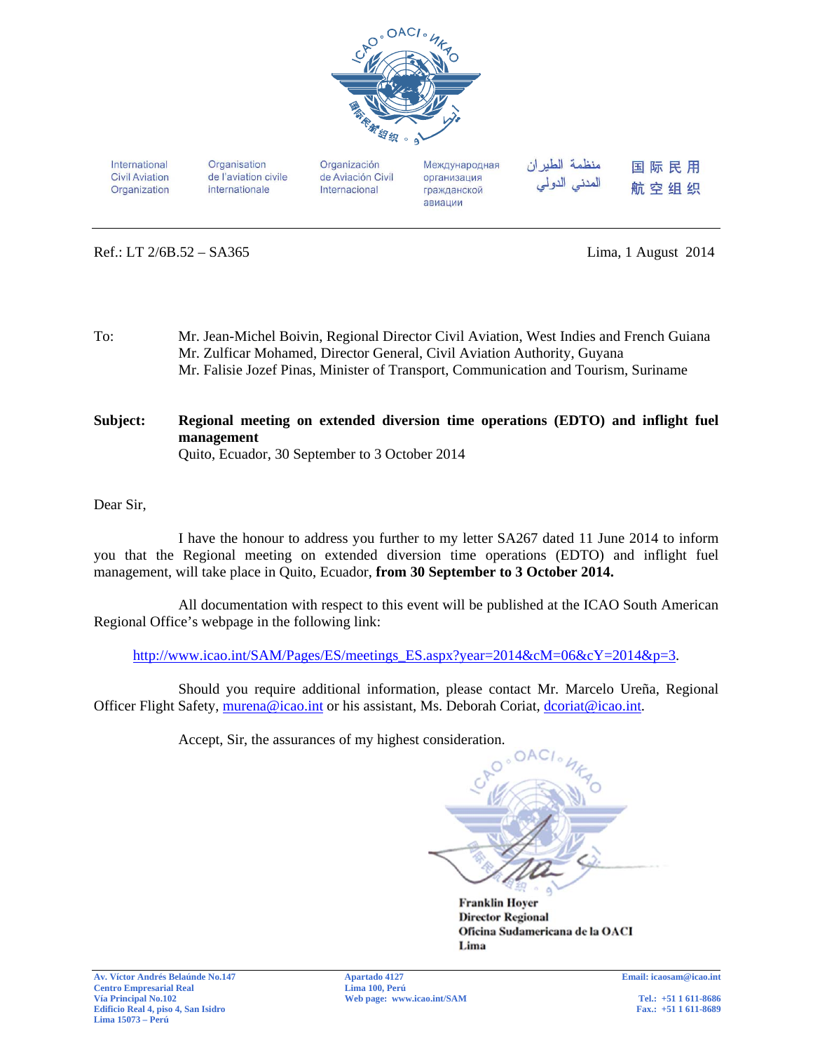International Civil Aviation Organization | Organisation de l'aviation civile internationale | Organización de Aviación Civil Internacional | Международная организация гражданской авиации | منظمة الطيران المدني الدولي | 国际民用航空组织

Ref.: LT 2/6B.52 – SA365

Lima, 1 August 2014

To: Mr. Jean-Michel Boivin, Regional Director Civil Aviation, West Indies and French Guiana
Mr. Zulficar Mohamed, Director General, Civil Aviation Authority, Guyana
Mr. Falisie Jozef Pinas, Minister of Transport, Communication and Tourism, Suriname

**Subject: Regional meeting on extended diversion time operations (EDTO) and inflight fuel management**
Quito, Ecuador, 30 September to 3 October 2014

Dear Sir,

I have the honour to address you further to my letter SA267 dated 11 June 2014 to inform you that the Regional meeting on extended diversion time operations (EDTO) and inflight fuel management, will take place in Quito, Ecuador, **from 30 September to 3 October 2014.**

All documentation with respect to this event will be published at the ICAO South American Regional Office's webpage in the following link:

http://www.icao.int/SAM/Pages/ES/meetings_ES.aspx?year=2014&cM=06&cY=2014&p=3.

Should you require additional information, please contact Mr. Marcelo Ureña, Regional Officer Flight Safety, murena@icao.int or his assistant, Ms. Deborah Coriat, dcoriat@icao.int.

Accept, Sir, the assurances of my highest consideration.

**Franklin Hoyer**
**Director Regional**
**Oficina Sudamericana de la OACI**
**Lima**

**Av. Víctor Andrés Belaúnde No.147**
**Centro Empresarial Real**
**Vía Principal No.102**
**Edificio Real 4, piso 4, San Isidro**
**Lima 15073 – Perú**

**Apartado 4127**
**Lima 100, Perú**
**Web page: www.icao.int/SAM**

**Email: icaosam@icao.int**
**Tel.: +51 1 611-8686**
**Fax.: +51 1 611-8689**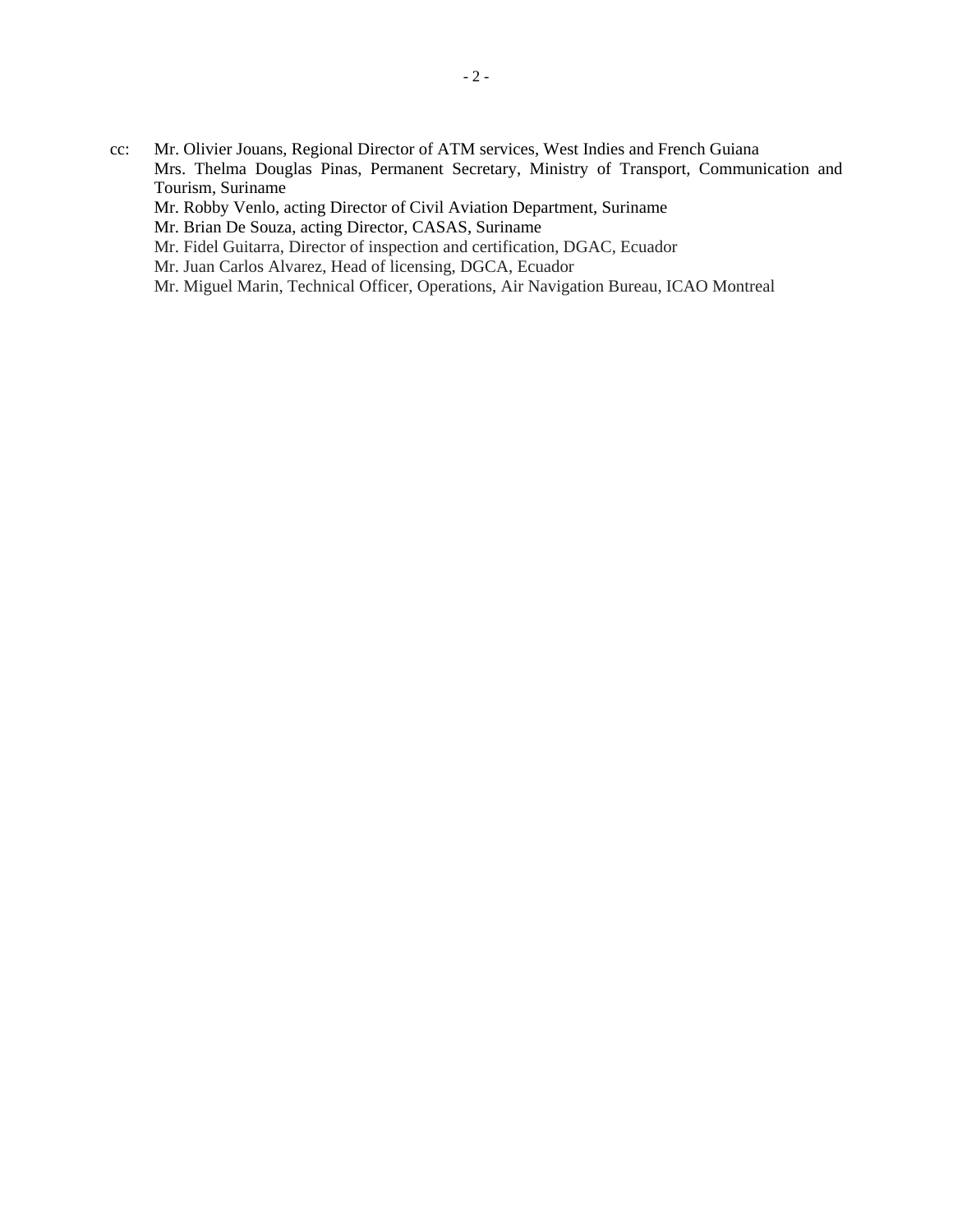cc: Mr. Olivier Jouans, Regional Director of ATM services, West Indies and French Guiana
Mrs. Thelma Douglas Pinas, Permanent Secretary, Ministry of Transport, Communication and Tourism, Suriname
Mr. Robby Venlo, acting Director of Civil Aviation Department, Suriname
Mr. Brian De Souza, acting Director, CASAS, Suriname
Mr. Fidel Guitarra, Director of inspection and certification, DGAC, Ecuador
Mr. Juan Carlos Alvarez, Head of licensing, DGCA, Ecuador
Mr. Miguel Marin, Technical Officer, Operations, Air Navigation Bureau, ICAO Montreal